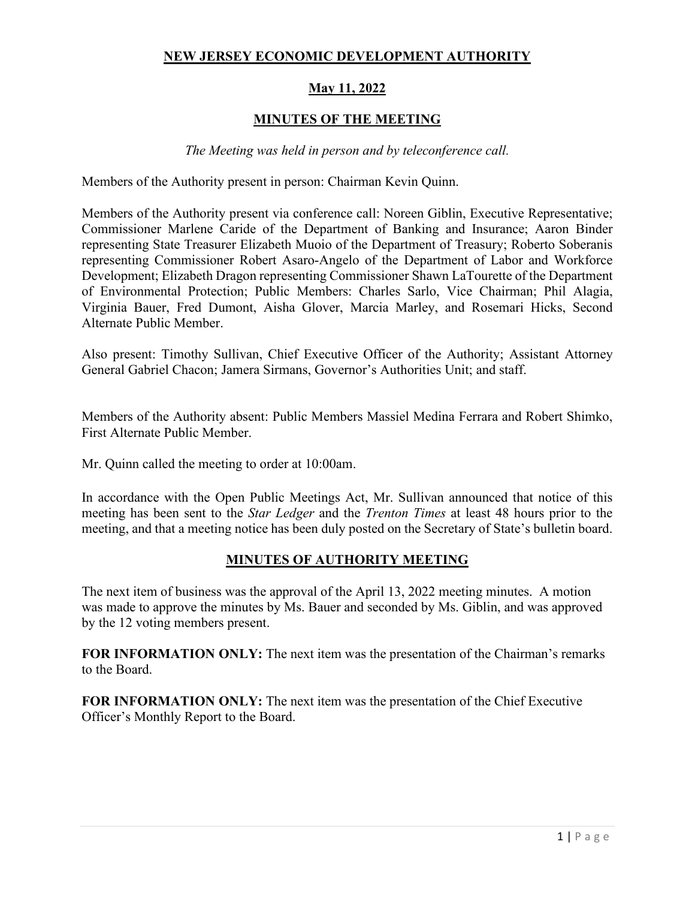# NEW JERSEY ECONOMIC DEVELOPMENT AUTHORITY

## May 11, 2022

## MINUTES OF THE MEETING

*The Meeting was held in person and by teleconference call.*

Members of the Authority present in person: Chairman Kevin Quinn.

Members of the Authority present via conference call: Noreen Giblin, Executive Representative; Commissioner Marlene Caride of the Department of Banking and Insurance; Aaron Binder representing State Treasurer Elizabeth Muoio of the Department of Treasury; Roberto Soberanis representing Commissioner Robert Asaro-Angelo of the Department of Labor and Workforce Development; Elizabeth Dragon representing Commissioner Shawn LaTourette of the Department of Environmental Protection; Public Members: Charles Sarlo, Vice Chairman; Phil Alagia, Virginia Bauer, Fred Dumont, Aisha Glover, Marcia Marley, and Rosemari Hicks, Second Alternate Public Member.

Also present: Timothy Sullivan, Chief Executive Officer of the Authority; Assistant Attorney General Gabriel Chacon; Jamera Sirmans, Governor's Authorities Unit; and staff.

Members of the Authority absent: Public Members Massiel Medina Ferrara and Robert Shimko, First Alternate Public Member.

Mr. Quinn called the meeting to order at 10:00am.

In accordance with the Open Public Meetings Act, Mr. Sullivan announced that notice of this meeting has been sent to the *Star Ledger* and the *Trenton Times* at least 48 hours prior to the meeting, and that a meeting notice has been duly posted on the Secretary of State's bulletin board.

## MINUTES OF AUTHORITY MEETING

The next item of business was the approval of the April 13, 2022 meeting minutes. A motion was made to approve the minutes by Ms. Bauer and seconded by Ms. Giblin, and was approved by the 12 voting members present.

**FOR INFORMATION ONLY:** The next item was the presentation of the Chairman's remarks to the Board.

**FOR INFORMATION ONLY:** The next item was the presentation of the Chief Executive Officer's Monthly Report to the Board.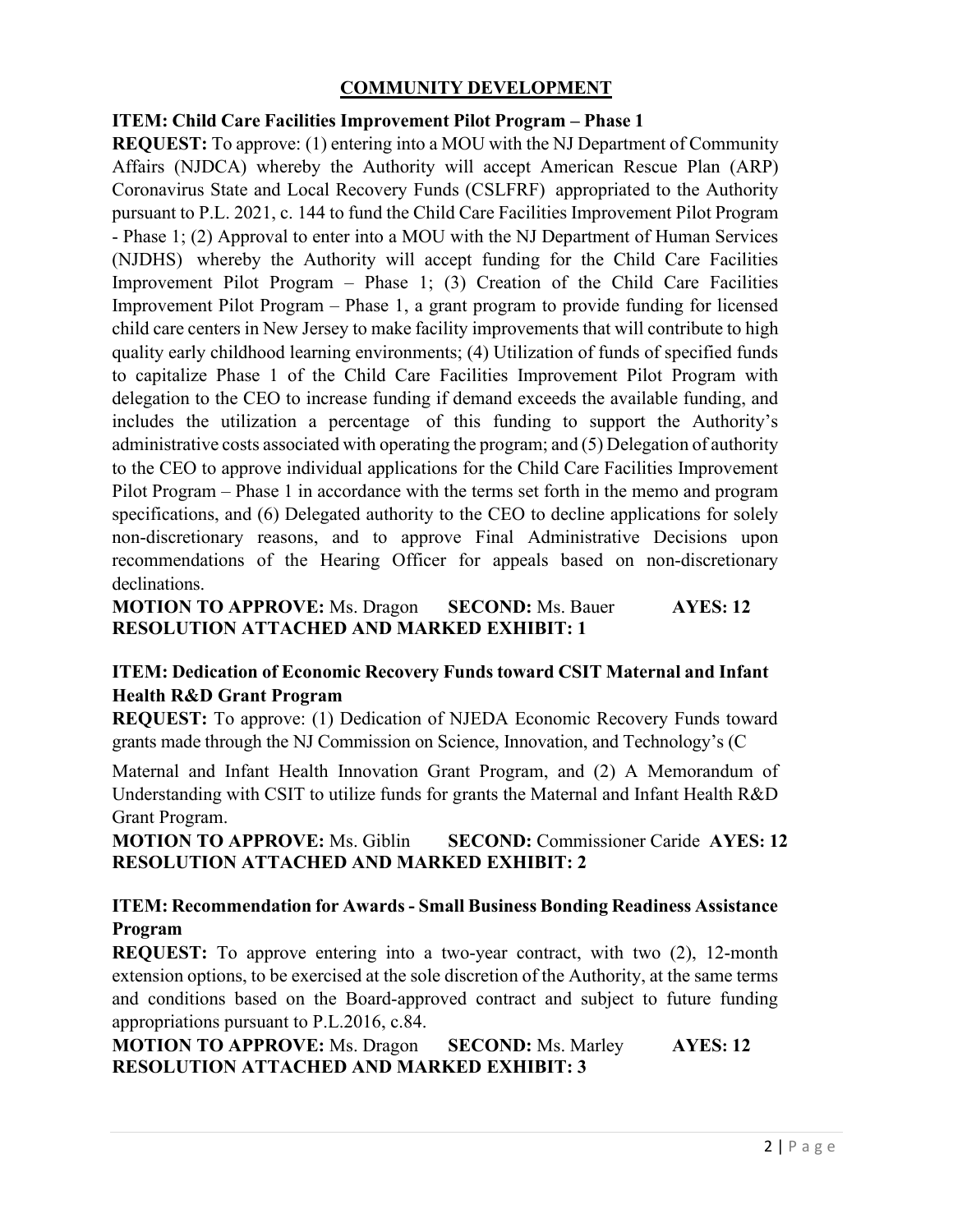## COMMUNITY DEVELOPMENT

**ITEM: Child Care Facilities Improvement Pilot Program – Phase 1**

**REQUEST:** To approve: (1) entering into a MOU with the NJ Department of Community Affairs (NJDCA) whereby the Authority will accept American Rescue Plan (ARP) Coronavirus State and Local Recovery Funds (CSLFRF) appropriated to the Authority pursuant to P.L. 2021, c. 144 to fund the Child Care Facilities Improvement Pilot Program - Phase 1; (2) Approval to enter into a MOU with the NJ Department of Human Services (NJDHS) whereby the Authority will accept funding for the Child Care Facilities Improvement Pilot Program – Phase 1; (3) Creation of the Child Care Facilities Improvement Pilot Program – Phase 1, a grant program to provide funding for licensed child care centers in New Jersey to make facility improvements that will contribute to high quality early childhood learning environments; (4) Utilization of funds of specified funds to capitalize Phase 1 of the Child Care Facilities Improvement Pilot Program with delegation to the CEO to increase funding if demand exceeds the available funding, and includes the utilization a percentage of this funding to support the Authority's administrative costs associated with operating the program; and (5) Delegation of authority to the CEO to approve individual applications for the Child Care Facilities Improvement Pilot Program – Phase 1 in accordance with the terms set forth in the memo and program specifications, and (6) Delegated authority to the CEO to decline applications for solely non-discretionary reasons, and to approve Final Administrative Decisions upon recommendations of the Hearing Officer for appeals based on non-discretionary declinations.

**MOTION TO APPROVE:** Ms. Dragon **SECOND:** Ms. Bauer **AYES: 12**
**RESOLUTION ATTACHED AND MARKED EXHIBIT: 1**

**ITEM: Dedication of Economic Recovery Funds toward CSIT Maternal and Infant Health R&D Grant Program**

**REQUEST:** To approve: (1) Dedication of NJEDA Economic Recovery Funds toward grants made through the NJ Commission on Science, Innovation, and Technology's (C

Maternal and Infant Health Innovation Grant Program, and (2) A Memorandum of Understanding with CSIT to utilize funds for grants the Maternal and Infant Health R&D Grant Program.

**MOTION TO APPROVE:** Ms. Giblin **SECOND:** Commissioner Caride **AYES: 12**
**RESOLUTION ATTACHED AND MARKED EXHIBIT: 2**

**ITEM: Recommendation for Awards - Small Business Bonding Readiness Assistance Program**

**REQUEST:** To approve entering into a two-year contract, with two (2), 12-month extension options, to be exercised at the sole discretion of the Authority, at the same terms and conditions based on the Board-approved contract and subject to future funding appropriations pursuant to P.L.2016, c.84.

**MOTION TO APPROVE:** Ms. Dragon **SECOND:** Ms. Marley **AYES: 12**
**RESOLUTION ATTACHED AND MARKED EXHIBIT: 3**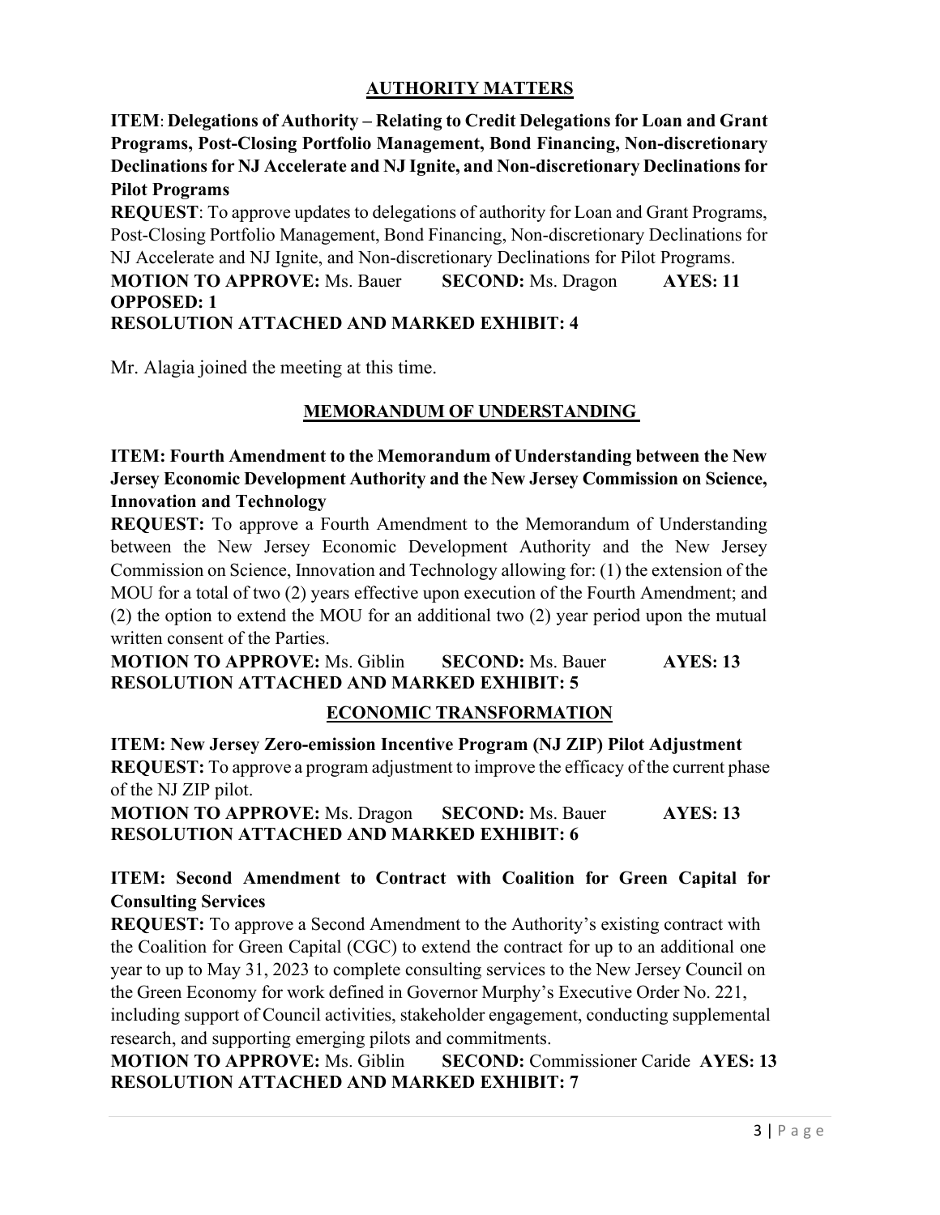## AUTHORITY MATTERS

**ITEM**: **Delegations of Authority – Relating to Credit Delegations for Loan and Grant Programs, Post-Closing Portfolio Management, Bond Financing, Non-discretionary Declinations for NJ Accelerate and NJ Ignite, and Non-discretionary Declinations for Pilot Programs**

**REQUEST**: To approve updates to delegations of authority for Loan and Grant Programs, Post-Closing Portfolio Management, Bond Financing, Non-discretionary Declinations for NJ Accelerate and NJ Ignite, and Non-discretionary Declinations for Pilot Programs.

**MOTION TO APPROVE:** Ms. Bauer **SECOND:** Ms. Dragon **AYES: 11**
**OPPOSED: 1**
**RESOLUTION ATTACHED AND MARKED EXHIBIT: 4**

Mr. Alagia joined the meeting at this time.

## MEMORANDUM OF UNDERSTANDING

**ITEM: Fourth Amendment to the Memorandum of Understanding between the New Jersey Economic Development Authority and the New Jersey Commission on Science, Innovation and Technology**

**REQUEST:** To approve a Fourth Amendment to the Memorandum of Understanding between the New Jersey Economic Development Authority and the New Jersey Commission on Science, Innovation and Technology allowing for: (1) the extension of the MOU for a total of two (2) years effective upon execution of the Fourth Amendment; and (2) the option to extend the MOU for an additional two (2) year period upon the mutual written consent of the Parties.

**MOTION TO APPROVE:** Ms. Giblin **SECOND:** Ms. Bauer **AYES: 13**
**RESOLUTION ATTACHED AND MARKED EXHIBIT: 5**

## ECONOMIC TRANSFORMATION

**ITEM: New Jersey Zero-emission Incentive Program (NJ ZIP) Pilot Adjustment**

**REQUEST:** To approve a program adjustment to improve the efficacy of the current phase of the NJ ZIP pilot.

**MOTION TO APPROVE:** Ms. Dragon **SECOND:** Ms. Bauer **AYES: 13**
**RESOLUTION ATTACHED AND MARKED EXHIBIT: 6**

**ITEM: Second Amendment to Contract with Coalition for Green Capital for Consulting Services**

**REQUEST:** To approve a Second Amendment to the Authority's existing contract with the Coalition for Green Capital (CGC) to extend the contract for up to an additional one year to up to May 31, 2023 to complete consulting services to the New Jersey Council on the Green Economy for work defined in Governor Murphy's Executive Order No. 221, including support of Council activities, stakeholder engagement, conducting supplemental research, and supporting emerging pilots and commitments.

**MOTION TO APPROVE:** Ms. Giblin **SECOND:** Commissioner Caride **AYES: 13**
**RESOLUTION ATTACHED AND MARKED EXHIBIT: 7**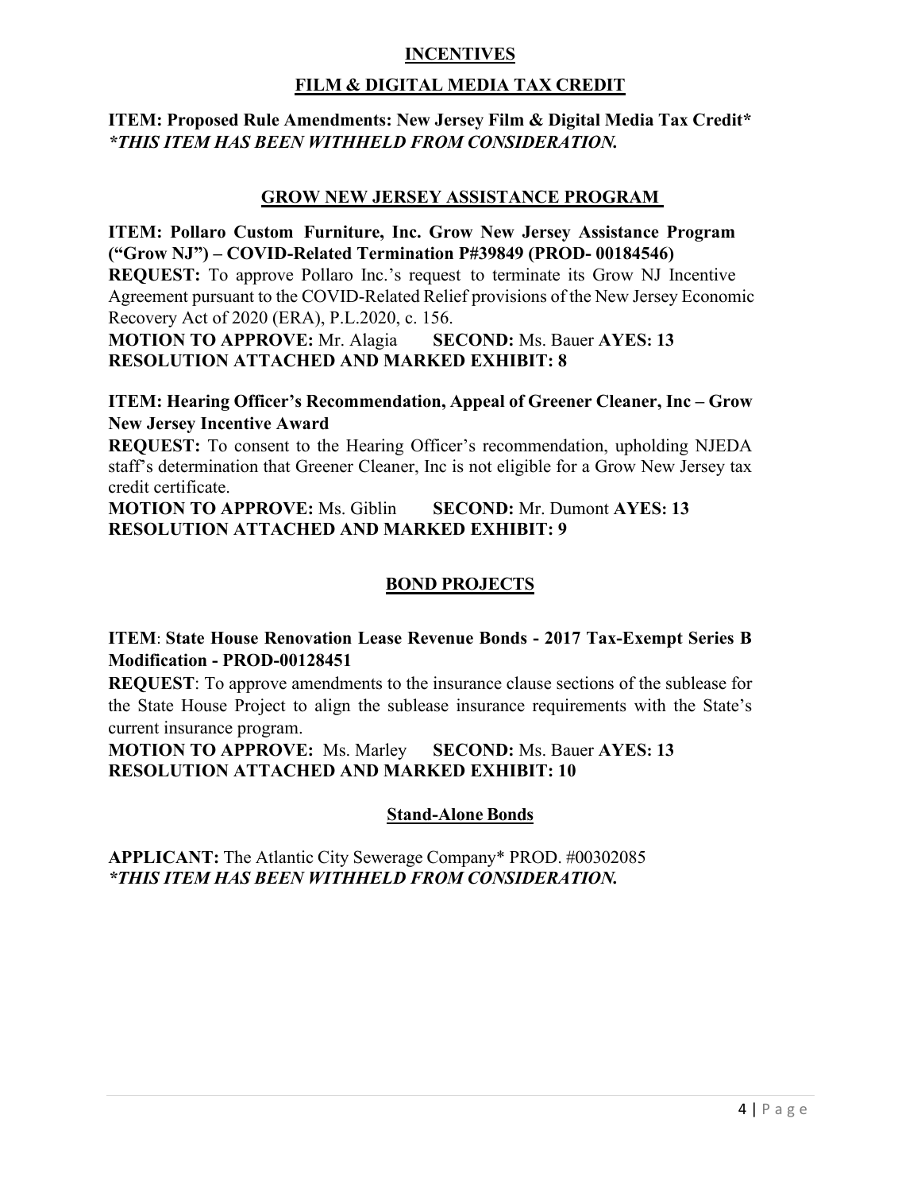## INCENTIVES

### FILM & DIGITAL MEDIA TAX CREDIT

**ITEM: Proposed Rule Amendments: New Jersey Film & Digital Media Tax Credit***
***\*THIS ITEM HAS BEEN WITHHELD FROM CONSIDERATION.***

### GROW NEW JERSEY ASSISTANCE PROGRAM

**ITEM: Pollaro Custom Furniture, Inc. Grow New Jersey Assistance Program ("Grow NJ") – COVID-Related Termination P#39849 (PROD- 00184546)**
**REQUEST:** To approve Pollaro Inc.'s request to terminate its Grow NJ Incentive Agreement pursuant to the COVID-Related Relief provisions of the New Jersey Economic Recovery Act of 2020 (ERA), P.L.2020, c. 156.
**MOTION TO APPROVE:** Mr. Alagia **SECOND:** Ms. Bauer **AYES: 13**
**RESOLUTION ATTACHED AND MARKED EXHIBIT: 8**

**ITEM: Hearing Officer's Recommendation, Appeal of Greener Cleaner, Inc – Grow New Jersey Incentive Award**
**REQUEST:** To consent to the Hearing Officer's recommendation, upholding NJEDA staff's determination that Greener Cleaner, Inc is not eligible for a Grow New Jersey tax credit certificate.
**MOTION TO APPROVE:** Ms. Giblin **SECOND:** Mr. Dumont **AYES: 13**
**RESOLUTION ATTACHED AND MARKED EXHIBIT: 9**

### BOND PROJECTS

**ITEM**: **State House Renovation Lease Revenue Bonds - 2017 Tax-Exempt Series B Modification - PROD-00128451**
**REQUEST**: To approve amendments to the insurance clause sections of the sublease for the State House Project to align the sublease insurance requirements with the State's current insurance program.
**MOTION TO APPROVE:** Ms. Marley **SECOND:** Ms. Bauer **AYES: 13**
**RESOLUTION ATTACHED AND MARKED EXHIBIT: 10**

### Stand-Alone Bonds

**APPLICANT:** The Atlantic City Sewerage Company* PROD. #00302085
***\*THIS ITEM HAS BEEN WITHHELD FROM CONSIDERATION.***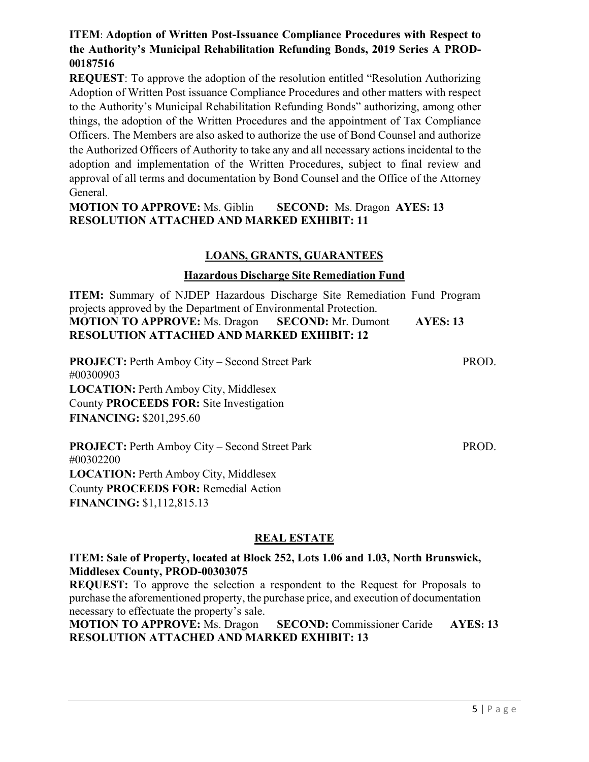**ITEM**: **Adoption of Written Post-Issuance Compliance Procedures with Respect to the Authority's Municipal Rehabilitation Refunding Bonds, 2019 Series A PROD-00187516**

**REQUEST**: To approve the adoption of the resolution entitled "Resolution Authorizing Adoption of Written Post issuance Compliance Procedures and other matters with respect to the Authority's Municipal Rehabilitation Refunding Bonds" authorizing, among other things, the adoption of the Written Procedures and the appointment of Tax Compliance Officers. The Members are also asked to authorize the use of Bond Counsel and authorize the Authorized Officers of Authority to take any and all necessary actions incidental to the adoption and implementation of the Written Procedures, subject to final review and approval of all terms and documentation by Bond Counsel and the Office of the Attorney General.

**MOTION TO APPROVE:** Ms. Giblin **SECOND:** Ms. Dragon **AYES: 13**
**RESOLUTION ATTACHED AND MARKED EXHIBIT: 11**

## LOANS, GRANTS, GUARANTEES

### Hazardous Discharge Site Remediation Fund

**ITEM:** Summary of NJDEP Hazardous Discharge Site Remediation Fund Program projects approved by the Department of Environmental Protection.
**MOTION TO APPROVE:** Ms. Dragon **SECOND:** Mr. Dumont **AYES: 13**
**RESOLUTION ATTACHED AND MARKED EXHIBIT: 12**

**PROJECT:** Perth Amboy City – Second Street Park PROD. #00300903
**LOCATION:** Perth Amboy City, Middlesex County **PROCEEDS FOR:** Site Investigation
**FINANCING:** $201,295.60

**PROJECT:** Perth Amboy City – Second Street Park PROD. #00302200
**LOCATION:** Perth Amboy City, Middlesex County **PROCEEDS FOR:** Remedial Action
**FINANCING:** $1,112,815.13

## REAL ESTATE

**ITEM: Sale of Property, located at Block 252, Lots 1.06 and 1.03, North Brunswick, Middlesex County, PROD-00303075**

**REQUEST:** To approve the selection a respondent to the Request for Proposals to purchase the aforementioned property, the purchase price, and execution of documentation necessary to effectuate the property's sale.

**MOTION TO APPROVE:** Ms. Dragon **SECOND:** Commissioner Caride **AYES: 13**
**RESOLUTION ATTACHED AND MARKED EXHIBIT: 13**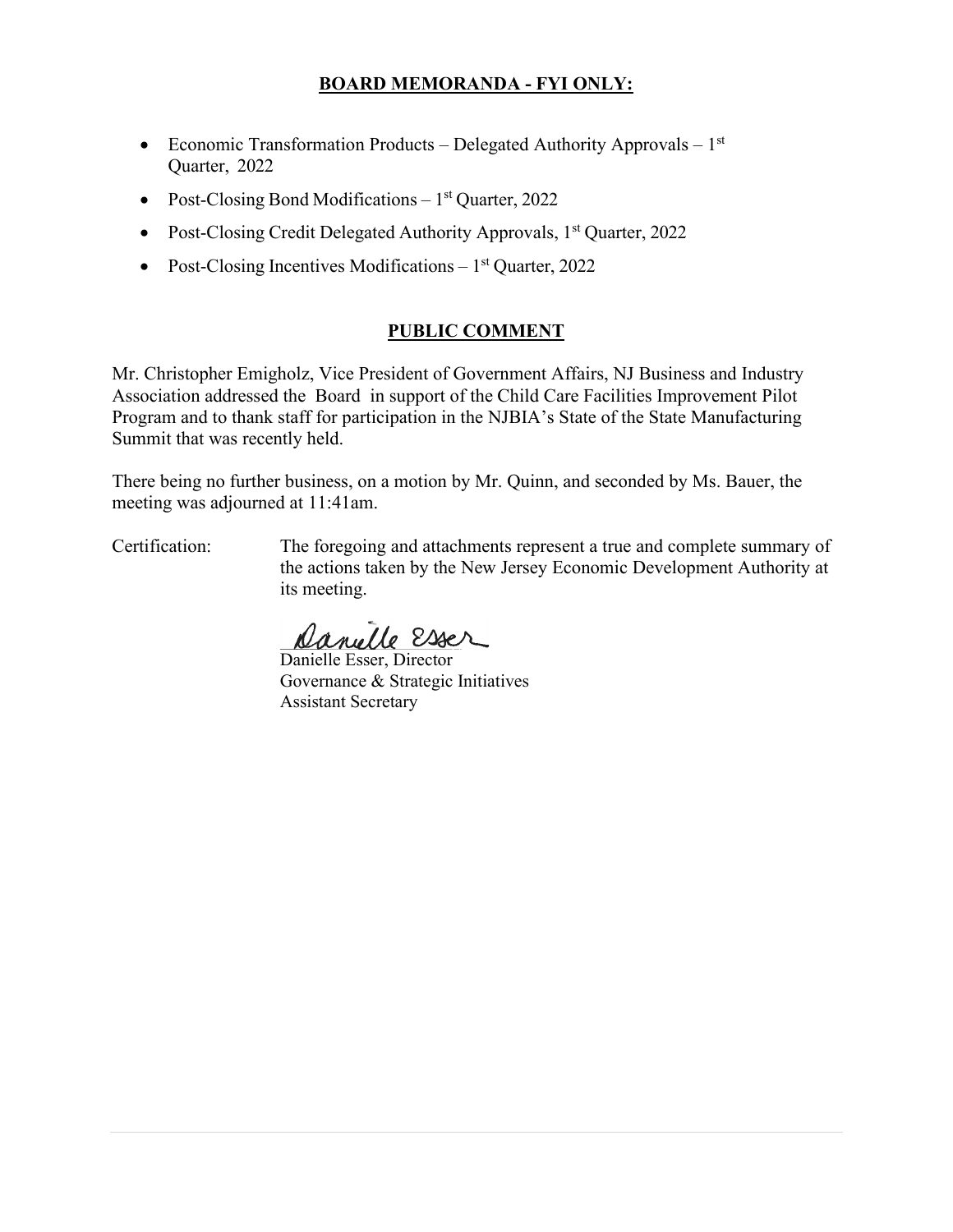## BOARD MEMORANDA - FYI ONLY:

- Economic Transformation Products – Delegated Authority Approvals – 1st Quarter, 2022
- Post-Closing Bond Modifications – 1st Quarter, 2022
- Post-Closing Credit Delegated Authority Approvals, 1st Quarter, 2022
- Post-Closing Incentives Modifications – 1st Quarter, 2022

## PUBLIC COMMENT

Mr. Christopher Emigholz, Vice President of Government Affairs, NJ Business and Industry Association addressed the Board in support of the Child Care Facilities Improvement Pilot Program and to thank staff for participation in the NJBIA's State of the State Manufacturing Summit that was recently held.

There being no further business, on a motion by Mr. Quinn, and seconded by Ms. Bauer, the meeting was adjourned at 11:41am.

Certification: The foregoing and attachments represent a true and complete summary of the actions taken by the New Jersey Economic Development Authority at its meeting.

Danielle Esser

Danielle Esser, Director
Governance & Strategic Initiatives
Assistant Secretary